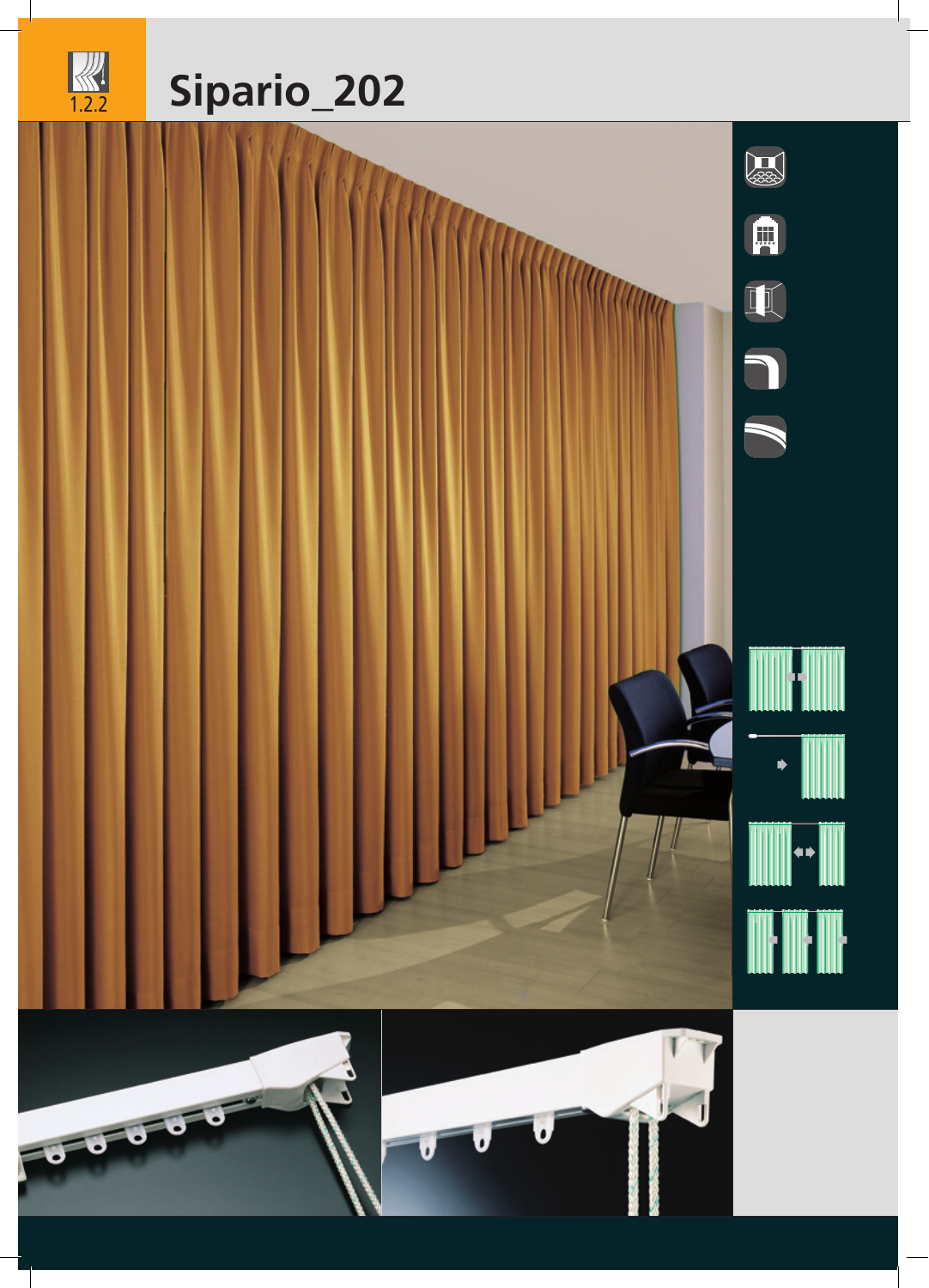1.2.2

# Sipario_202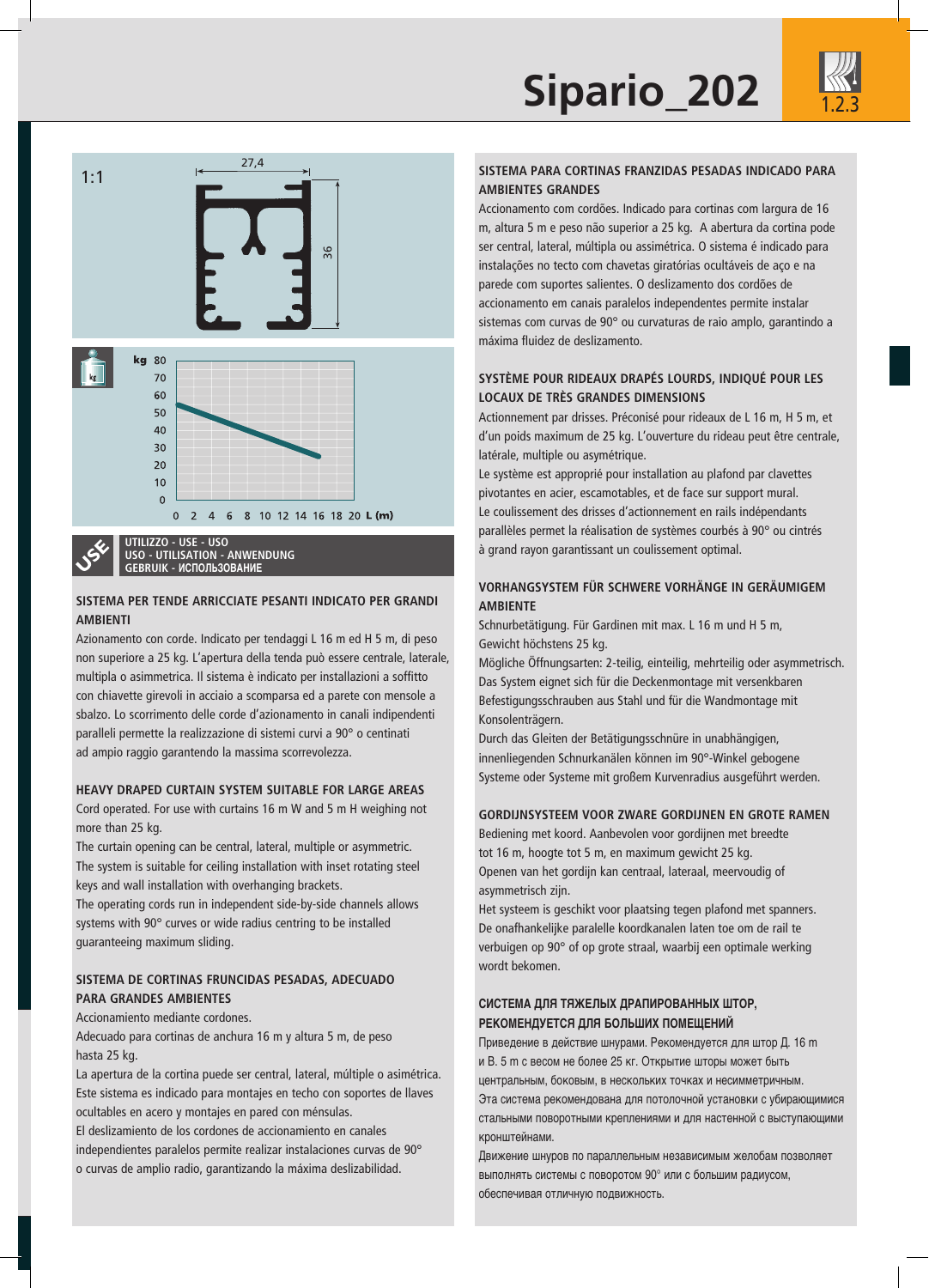# Sipario_202

1.2.3

1:1

27,4

36

kg 80 70 60 50 40 30 20 10 0

0 2 4 6 8 10 12 14 16 18 20 L (m)

UTILIZZO - USE - USO
USO - UTILISATION - ANWENDUNG
GEBRUIK - ИСПОЛЬЗОВАНИЕ

### SISTEMA PER TENDE ARRICCIATE PESANTI INDICATO PER GRANDI AMBIENTI

Azionamento con corde. Indicato per tendaggi L 16 m ed H 5 m, di peso non superiore a 25 kg. L'apertura della tenda può essere centrale, laterale, multipla o asimmetrica. Il sistema è indicato per installazioni a soffitto con chiavette girevoli in acciaio a scomparsa ed a parete con mensole a sbalzo. Lo scorrimento delle corde d'azionamento in canali indipendenti paralleli permette la realizzazione di sistemi curvi a 90° o centinati ad ampio raggio garantendo la massima scorrevolezza.

### HEAVY DRAPED CURTAIN SYSTEM SUITABLE FOR LARGE AREAS

Cord operated. For use with curtains 16 m W and 5 m H weighing not more than 25 kg.
The curtain opening can be central, lateral, multiple or asymmetric.
The system is suitable for ceiling installation with inset rotating steel keys and wall installation with overhanging brackets.
The operating cords run in independent side-by-side channels allows systems with 90° curves or wide radius centring to be installed guaranteeing maximum sliding.

### SISTEMA DE CORTINAS FRUNCIDAS PESADAS, ADECUADO PARA GRANDES AMBIENTES

Accionamiento mediante cordones.
Adecuado para cortinas de anchura 16 m y altura 5 m, de peso hasta 25 kg.
La apertura de la cortina puede ser central, lateral, múltiple o asimétrica.
Este sistema es indicado para montajes en techo con soportes de llaves ocultables en acero y montajes en pared con ménsulas.
El deslizamiento de los cordones de accionamiento en canales independientes paralelos permite realizar instalaciones curvas de 90° o curvas de amplio radio, garantizando la máxima deslizabilidad.

### SISTEMA PARA CORTINAS FRANZIDAS PESADAS INDICADO PARA AMBIENTES GRANDES

Accionamento com cordões. Indicado para cortinas com largura de 16 m, altura 5 m e peso não superior a 25 kg. A abertura da cortina pode ser central, lateral, múltipla ou assimétrica. O sistema é indicado para instalações no tecto com chavetas giratórias ocultáveis de aço e na parede com suportes salientes. O deslizamento dos cordões de accionamento em canais paralelos independentes permite instalar sistemas com curvas de 90° ou curvaturas de raio amplo, garantindo a máxima fluidez de deslizamento.

### SYSTÈME POUR RIDEAUX DRAPÉS LOURDS, INDIQUÉ POUR LES LOCAUX DE TRÈS GRANDES DIMENSIONS

Actionnement par drisses. Préconisé pour rideaux de L 16 m, H 5 m, et d'un poids maximum de 25 kg. L'ouverture du rideau peut être centrale, latérale, multiple ou asymétrique.
Le système est approprié pour installation au plafond par clavettes pivotantes en acier, escamotables, et de face sur support mural.
Le coulissement des drisses d'actionnement en rails indépendants parallèles permet la réalisation de systèmes courbés à 90° ou cintrés à grand rayon garantissant un coulissement optimal.

### VORHANGSYSTEM FÜR SCHWERE VORHÄNGE IN GERÄUMIGEM AMBIENTE

Schnurbetätigung. Für Gardinen mit max. L 16 m und H 5 m, Gewicht höchstens 25 kg.
Mögliche Öffnungsarten: 2-teilig, einteilig, mehrteilig oder asymmetrisch.
Das System eignet sich für die Deckenmontage mit versenkbaren Befestigungsschrauben aus Stahl und für die Wandmontage mit Konsolenträgern.
Durch das Gleiten der Betätigungsschnüre in unabhängigen, innenliegenden Schnurkanälen können im 90°-Winkel gebogene Systeme oder Systeme mit großem Kurvenradius ausgeführt werden.

### GORDIJNSYSTEEM VOOR ZWARE GORDIJNEN EN GROTE RAMEN

Bediening met koord. Aanbevolen voor gordijnen met breedte tot 16 m, hoogte tot 5 m, en maximum gewicht 25 kg.
Openen van het gordijn kan centraal, lateraal, meervoudig of asymmetrisch zijn.
Het systeem is geschikt voor plaatsing tegen plafond met spanners.
De onafhankelijke paralele koordkanalen laten toe om de rail te verbuigen op 90° of op grote straal, waarbij een optimale werking wordt bekomen.

### СИСТЕМА ДЛЯ ТЯЖЕЛЫХ ДРАПИРОВАННЫХ ШТОР, РЕКОМЕНДУЕТСЯ ДЛЯ БОЛЬШИХ ПОМЕЩЕНИЙ

Приведение в действие шнурами. Рекомендуется для штор Д. 16 м и В. 5 м с весом не более 25 кг. Открытие шторы может быть центральным, боковым, в нескольких точках и несимметричным.
Эта система рекомендована для потолочной установки с убирающимися стальными поворотными креплениями и для настенной с выступающими кронштейнами.
Движение шнуров по параллельным независимым желобам позволяет выполнять системы с поворотом 90° или с большим радиусом, обеспечивая отличную подвижность.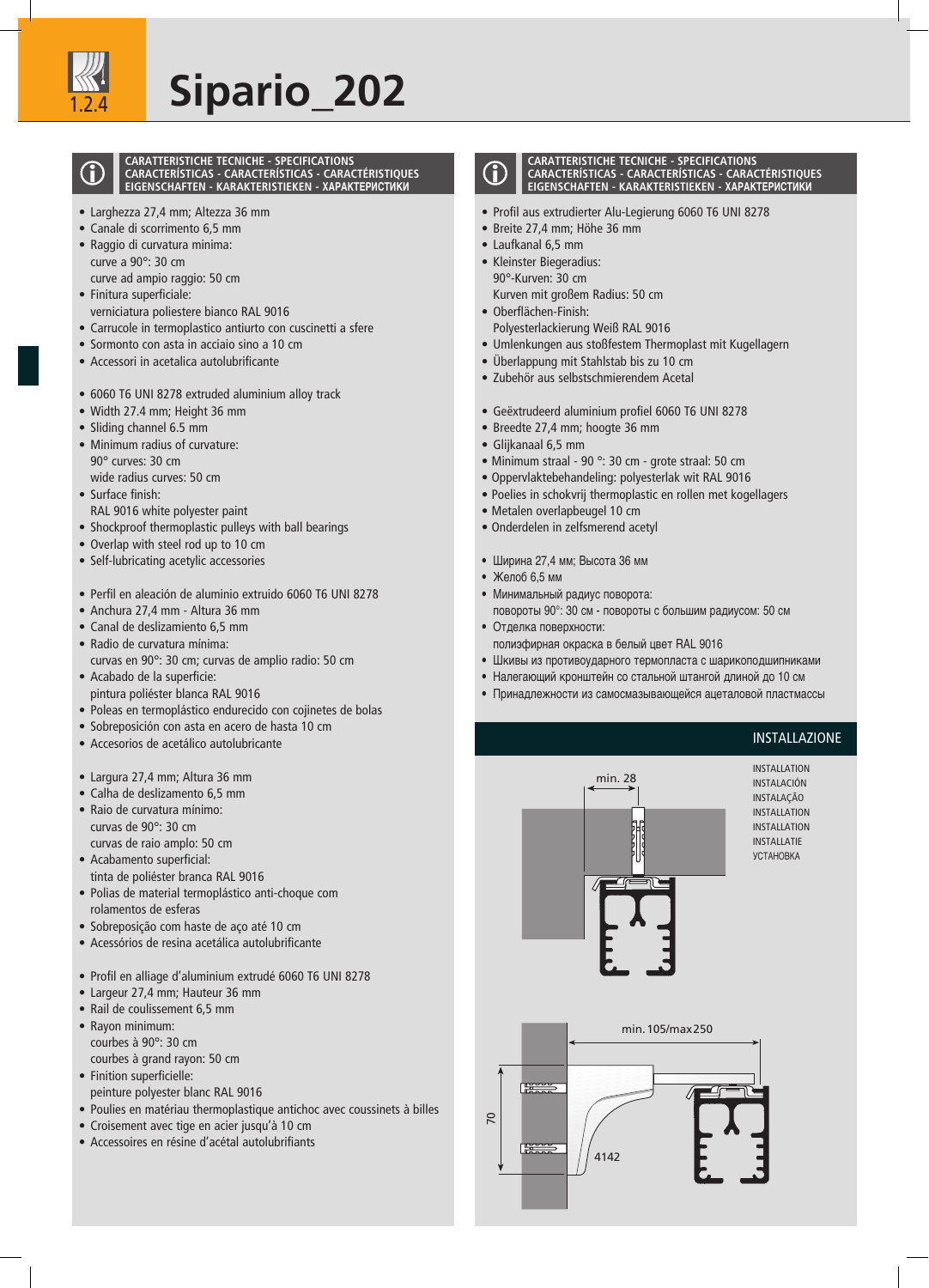# Sipario_202

1.2.4

## CARATTERISTICHE TECNICHE - SPECIFICATIONS
## CARACTERÍSTICAS - CARACTERÍSTICAS - CARACTÉRISTIQUES
## EIGENSCHAFTEN - KARAKTERISTIEKEN - ХАРАКТЕРИСТИКИ

- Larghezza 27,4 mm; Altezza 36 mm
- Canale di scorrimento 6,5 mm
- Raggio di curvatura minima:
  curve a 90°: 30 cm
  curve ad ampio raggio: 50 cm
- Finitura superficiale:
  verniciatura poliestere bianco RAL 9016
- Carrucole in termoplastico antiurto con cuscinetti a sfere
- Sormonto con asta in acciaio sino a 10 cm
- Accessori in acetalica autolubrificante

- 6060 T6 UNI 8278 extruded aluminium alloy track
- Width 27.4 mm; Height 36 mm
- Sliding channel 6.5 mm
- Minimum radius of curvature:
  90° curves: 30 cm
  wide radius curves: 50 cm
- Surface finish:
  RAL 9016 white polyester paint
- Shockproof thermoplastic pulleys with ball bearings
- Overlap with steel rod up to 10 cm
- Self-lubricating acetylic accessories

- Perfil en aleación de aluminio extruido 6060 T6 UNI 8278
- Anchura 27,4 mm - Altura 36 mm
- Canal de deslizamiento 6,5 mm
- Radio de curvatura mínima:
  curvas en 90°: 30 cm; curvas de amplio radio: 50 cm
- Acabado de la superficie:
  pintura poliéster blanca RAL 9016
- Poleas en termoplástico endurecido con cojinetes de bolas
- Sobreposición con asta en acero de hasta 10 cm
- Accesorios de acetálico autolubricante

- Largura 27,4 mm; Altura 36 mm
- Calha de deslizamento 6,5 mm
- Raio de curvatura mínimo:
  curvas de 90°: 30 cm
  curvas de raio amplo: 50 cm
- Acabamento superficial:
  tinta de poliéster branca RAL 9016
- Polias de material termoplástico anti-choque com rolamentos de esferas
- Sobreposição com haste de aço até 10 cm
- Acessórios de resina acetálica autolubrificante

- Profil en alliage d'aluminium extrudé 6060 T6 UNI 8278
- Largeur 27,4 mm; Hauteur 36 mm
- Rail de coulissement 6,5 mm
- Rayon minimum:
  courbes à 90°: 30 cm
  courbes à grand rayon: 50 cm
- Finition superficielle:
  peinture polyester blanc RAL 9016
- Poulies en matériau thermoplastique antichoc avec coussinets à billes
- Croisement avec tige en acier jusqu'à 10 cm
- Accessoires en résine d'acétal autolubrifiants

## CARATTERISTICHE TECNICHE - SPECIFICATIONS
## CARACTERÍSTICAS - CARACTERÍSTICAS - CARACTÉRISTIQUES
## EIGENSCHAFTEN - KARAKTERISTIEKEN - ХАРАКТЕРИСТИКИ

- Profil aus extrudierter Alu-Legierung 6060 T6 UNI 8278
- Breite 27,4 mm; Höhe 36 mm
- Laufkanal 6,5 mm
- Kleinster Biegeradius:
  90°-Kurven: 30 cm
  Kurven mit großem Radius: 50 cm
- Oberflächen-Finish:
  Polyesterlackierung Weiß RAL 9016
- Umlenkungen aus stoßfestem Thermoplast mit Kugellagern
- Überlappung mit Stahlstab bis zu 10 cm
- Zubehör aus selbstschmierendem Acetal

- Geëxtrudeerd aluminium profiel 6060 T6 UNI 8278
- Breedte 27,4 mm; hoogte 36 mm
- Glijkanaal 6,5 mm
- Minimum straal - 90 °: 30 cm - grote straal: 50 cm
- Oppervlaktebehandeling: polyesterlak wit RAL 9016
- Poelies in schokvrij thermoplastic en rollen met kogellagers
- Metalen overlapbeugel 10 cm
- Onderdelen in zelfsmerend acetyl

- Ширина 27,4 мм; Высота 36 мм
- Желоб 6,5 мм
- Минимальный радиус поворота:
  повороты 90°: 30 см - повороты с большим радиусом: 50 см
- Отделка поверхности:
  полиэфирная окраска в белый цвет RAL 9016
- Шкивы из противоударного термопласта с шарикоподшипниками
- Налегающий кронштейн со стальной штангой длиной до 10 см
- Принадлежности из самосмазывающейся ацеталовой пластмассы

## INSTALLAZIONE

INSTALLATION
INSTALACIÓN
INSTALAÇÃO
INSTALLATION
INSTALLATION
INSTALLATIE
УСТАНОВКА

min. 28

min. 105/max 250

70

4142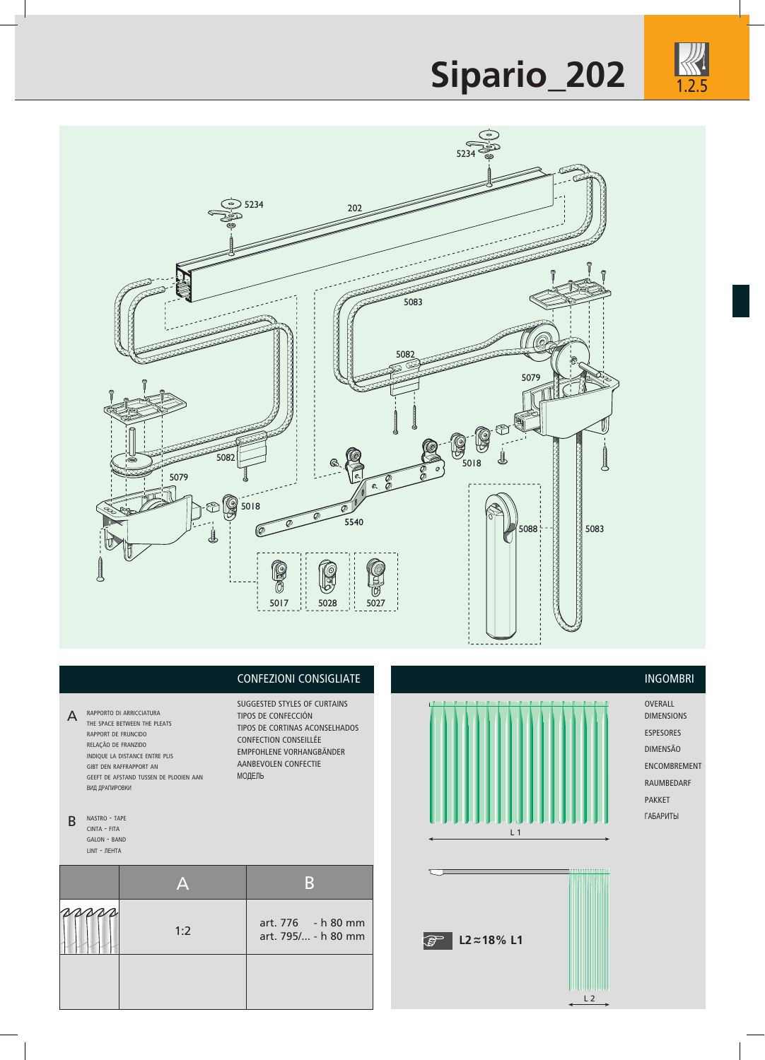# Sipario_202

1.2.5

5234

202

5234

5083

5082

5079

5082

5079

5018

5018

5540

5088

5083

5017

5028

5027

## CONFEZIONI CONSIGLIATE

SUGGESTED STYLES OF CURTAINS
TIPOS DE CONFECCIÓN
TIPOS DE CORTINAS ACONSELHADOS
CONFECTION CONSEILLÉE
EMPFOHLENE VORHANGBÄNDER
AANBEVOLEN CONFECTIE
МОДЕЛЬ

**A** RAPPORTO DI ARRICCIATURA
THE SPACE BETWEEN THE PLEATS
RAPPORT DE FRUNCIDO
RELAÇÃO DE FRANZIDO
INDIQUE LA DISTANCE ENTRE PLIS
GIBT DEN RAFFRAPPORT AN
GEEFT DE AFSTAND TUSSEN DE PLOOIEN AAN
ВИД ДРАПИРОВКИ

**B** NASTRO - TAPE
CINTA - FITA
GALON - BAND
LINT - ЛЕНТА

| | A | B |
|---|---|---|
| | 1:2 | art. 776 - h 80 mm<br>art. 795/... - h 80 mm |
| | | |

## INGOMBRI

OVERALL DIMENSIONS
ESPESORES
DIMENSÃO
ENCOMBREMENT
RAUMBEDARF
PAKKET
ГАБАРИТЫ

L 1

**L2 ≈ 18% L1**

L 2